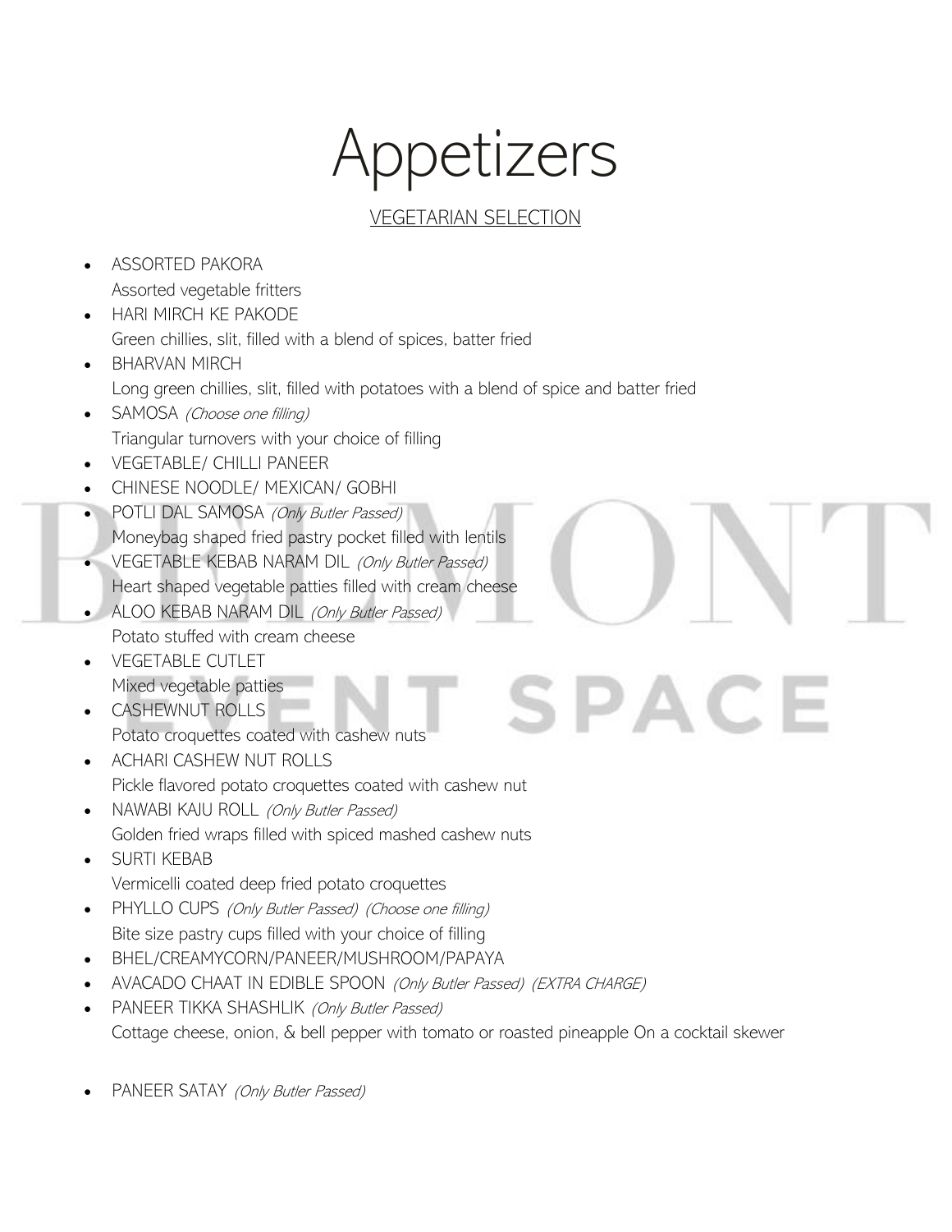# Appetizers

## VEGETARIAN SELECTION

- ASSORTED PAKORA
  Assorted vegetable fritters
- HARI MIRCH KE PAKODE
  Green chillies, slit, filled with a blend of spices, batter fried
- BHARVAN MIRCH
  Long green chillies, slit, filled with potatoes with a blend of spice and batter fried
- SAMOSA *(Choose one filling)*
  Triangular turnovers with your choice of filling
- VEGETABLE/ CHILLI PANEER
- CHINESE NOODLE/ MEXICAN/ GOBHI
- POTLI DAL SAMOSA *(Only Butler Passed)*
  Moneybag shaped fried pastry pocket filled with lentils
- VEGETABLE KEBAB NARAM DIL *(Only Butler Passed)*
  Heart shaped vegetable patties filled with cream cheese
- ALOO KEBAB NARAM DIL *(Only Butler Passed)*
  Potato stuffed with cream cheese
- VEGETABLE CUTLET
  Mixed vegetable patties
- CASHEWNUT ROLLS
  Potato croquettes coated with cashew nuts
- ACHARI CASHEW NUT ROLLS
  Pickle flavored potato croquettes coated with cashew nut
- NAWABI KAJU ROLL *(Only Butler Passed)*
  Golden fried wraps filled with spiced mashed cashew nuts
- SURTI KEBAB
  Vermicelli coated deep fried potato croquettes
- PHYLLO CUPS *(Only Butler Passed) (Choose one filling)*
  Bite size pastry cups filled with your choice of filling
- BHEL/CREAMYCORN/PANEER/MUSHROOM/PAPAYA
- AVACADO CHAAT IN EDIBLE SPOON *(Only Butler Passed) (EXTRA CHARGE)*
- PANEER TIKKA SHASHLIK *(Only Butler Passed)*
  Cottage cheese, onion, & bell pepper with tomato or roasted pineapple On a cocktail skewer
- PANEER SATAY *(Only Butler Passed)*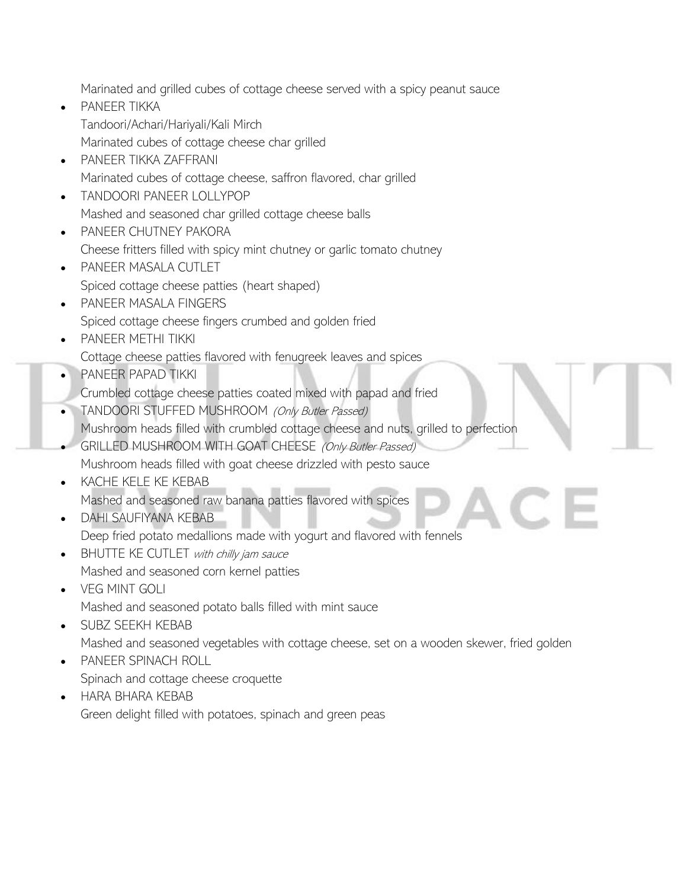Marinated and grilled cubes of cottage cheese served with a spicy peanut sauce

- PANEER TIKKA
  Tandoori/Achari/Hariyali/Kali Mirch
  Marinated cubes of cottage cheese char grilled
- PANEER TIKKA ZAFFRANI
  Marinated cubes of cottage cheese, saffron flavored, char grilled
- TANDOORI PANEER LOLLYPOP
  Mashed and seasoned char grilled cottage cheese balls
- PANEER CHUTNEY PAKORA
  Cheese fritters filled with spicy mint chutney or garlic tomato chutney
- PANEER MASALA CUTLET
  Spiced cottage cheese patties (heart shaped)
- PANEER MASALA FINGERS
  Spiced cottage cheese fingers crumbed and golden fried
- PANEER METHI TIKKI
  Cottage cheese patties flavored with fenugreek leaves and spices
- PANEER PAPAD TIKKI
  Crumbled cottage cheese patties coated mixed with papad and fried
- TANDOORI STUFFED MUSHROOM *(Only Butler Passed)*
  Mushroom heads filled with crumbled cottage cheese and nuts, grilled to perfection
- GRILLED MUSHROOM WITH GOAT CHEESE *(Only Butler Passed)*
  Mushroom heads filled with goat cheese drizzled with pesto sauce
- KACHE KELE KE KEBAB
  Mashed and seasoned raw banana patties flavored with spices
- DAHI SAUFIYANA KEBAB
  Deep fried potato medallions made with yogurt and flavored with fennels
- BHUTTE KE CUTLET *with chilly jam sauce*
  Mashed and seasoned corn kernel patties
- VEG MINT GOLI
  Mashed and seasoned potato balls filled with mint sauce
- SUBZ SEEKH KEBAB
  Mashed and seasoned vegetables with cottage cheese, set on a wooden skewer, fried golden
- PANEER SPINACH ROLL
  Spinach and cottage cheese croquette
- HARA BHARA KEBAB
  Green delight filled with potatoes, spinach and green peas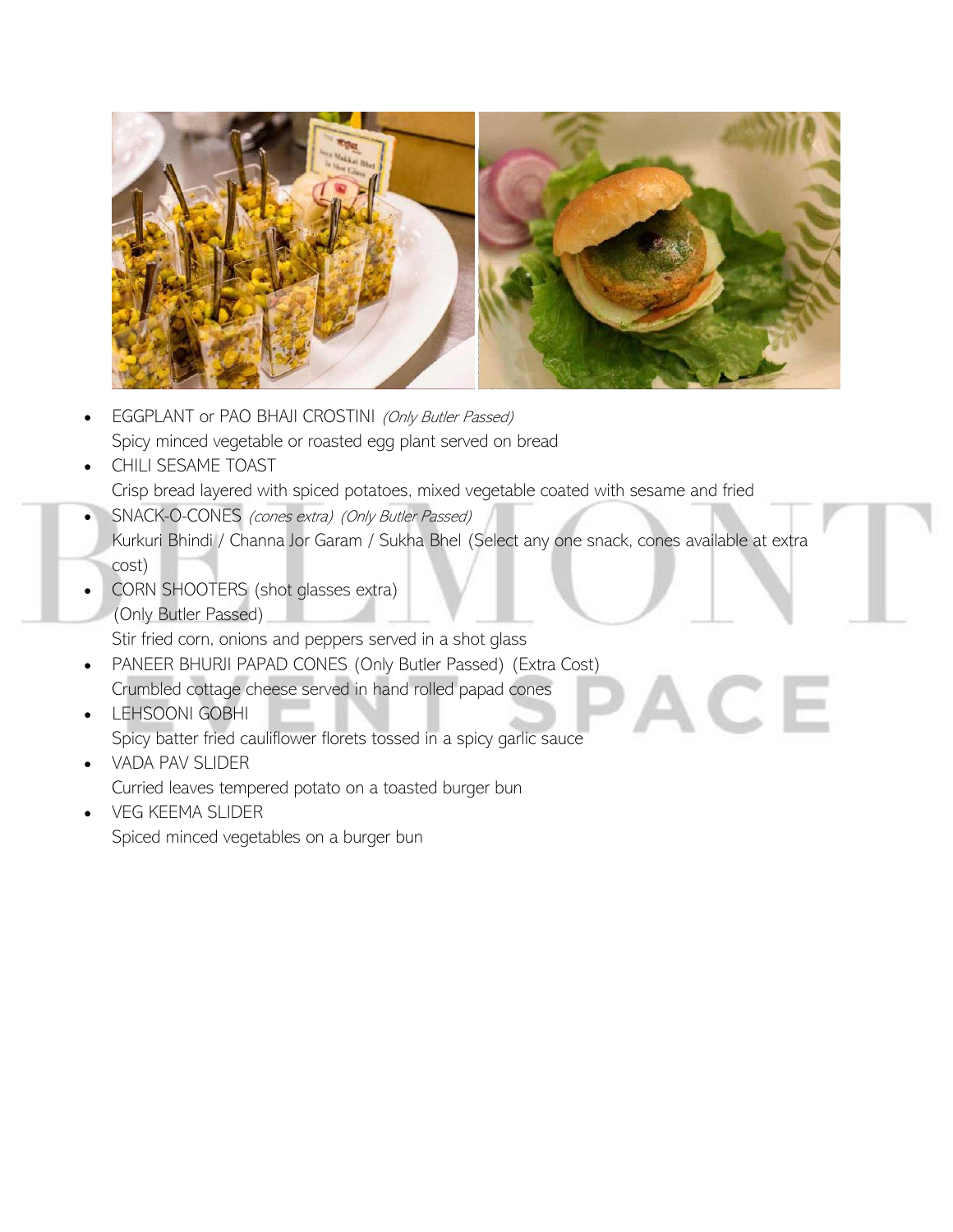- EGGPLANT or PAO BHAJI CROSTINI *(Only Butler Passed)*
  Spicy minced vegetable or roasted egg plant served on bread
- CHILI SESAME TOAST
  Crisp bread layered with spiced potatoes, mixed vegetable coated with sesame and fried
- SNACK-O-CONES *(cones extra) (Only Butler Passed)*
  Kurkuri Bhindi / Channa Jor Garam / Sukha Bhel (Select any one snack, cones available at extra cost)
- CORN SHOOTERS (shot glasses extra)
  (Only Butler Passed)
  Stir fried corn, onions and peppers served in a shot glass
- PANEER BHURJI PAPAD CONES (Only Butler Passed) (Extra Cost)
  Crumbled cottage cheese served in hand rolled papad cones
- LEHSOONI GOBHI
  Spicy batter fried cauliflower florets tossed in a spicy garlic sauce
- VADA PAV SLIDER
  Curried leaves tempered potato on a toasted burger bun
- VEG KEEMA SLIDER
  Spiced minced vegetables on a burger bun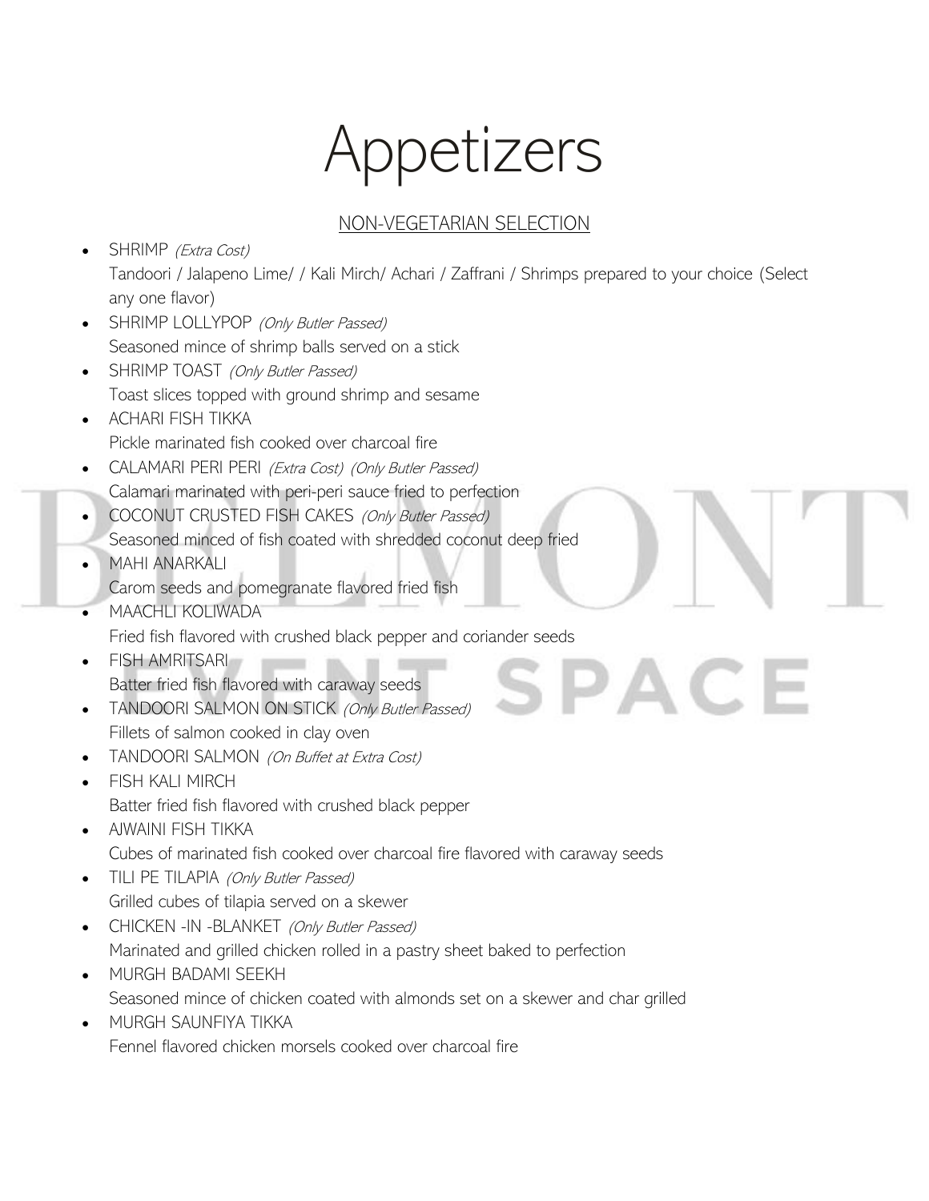# Appetizers

## NON-VEGETARIAN SELECTION

- SHRIMP *(Extra Cost)*
  Tandoori / Jalapeno Lime/ / Kali Mirch/ Achari / Zaffrani / Shrimps prepared to your choice (Select any one flavor)
- SHRIMP LOLLYPOP *(Only Butler Passed)*
  Seasoned mince of shrimp balls served on a stick
- SHRIMP TOAST *(Only Butler Passed)*
  Toast slices topped with ground shrimp and sesame
- ACHARI FISH TIKKA
  Pickle marinated fish cooked over charcoal fire
- CALAMARI PERI PERI *(Extra Cost) (Only Butler Passed)*
  Calamari marinated with peri-peri sauce fried to perfection
- COCONUT CRUSTED FISH CAKES *(Only Butler Passed)*
  Seasoned minced of fish coated with shredded coconut deep fried
- MAHI ANARKALI
  Carom seeds and pomegranate flavored fried fish
- MAACHLI KOLIWADA
  Fried fish flavored with crushed black pepper and coriander seeds
- FISH AMRITSARI
  Batter fried fish flavored with caraway seeds
- TANDOORI SALMON ON STICK *(Only Butler Passed)*
  Fillets of salmon cooked in clay oven
- TANDOORI SALMON *(On Buffet at Extra Cost)*
- FISH KALI MIRCH
  Batter fried fish flavored with crushed black pepper
- AJWAINI FISH TIKKA
  Cubes of marinated fish cooked over charcoal fire flavored with caraway seeds
- TILI PE TILAPIA *(Only Butler Passed)*
  Grilled cubes of tilapia served on a skewer
- CHICKEN -IN -BLANKET *(Only Butler Passed)*
  Marinated and grilled chicken rolled in a pastry sheet baked to perfection
- MURGH BADAMI SEEKH
  Seasoned mince of chicken coated with almonds set on a skewer and char grilled
- MURGH SAUNFIYA TIKKA
  Fennel flavored chicken morsels cooked over charcoal fire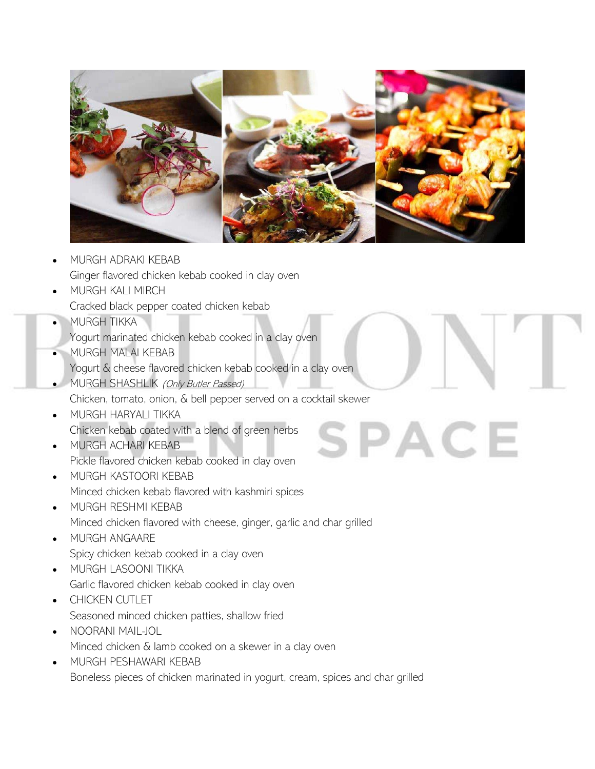- MURGH ADRAKI KEBAB
  Ginger flavored chicken kebab cooked in clay oven
- MURGH KALI MIRCH
  Cracked black pepper coated chicken kebab
- MURGH TIKKA
  Yogurt marinated chicken kebab cooked in a clay oven
- MURGH MALAI KEBAB
  Yogurt & cheese flavored chicken kebab cooked in a clay oven
- MURGH SHASHLIK *(Only Butler Passed)*
  Chicken, tomato, onion, & bell pepper served on a cocktail skewer
- MURGH HARYALI TIKKA
  Chicken kebab coated with a blend of green herbs
- MURGH ACHARI KEBAB
  Pickle flavored chicken kebab cooked in clay oven
- MURGH KASTOORI KEBAB
  Minced chicken kebab flavored with kashmiri spices
- MURGH RESHMI KEBAB
  Minced chicken flavored with cheese, ginger, garlic and char grilled
- MURGH ANGAARE
  Spicy chicken kebab cooked in a clay oven
- MURGH LASOONI TIKKA
  Garlic flavored chicken kebab cooked in clay oven
- CHICKEN CUTLET
  Seasoned minced chicken patties, shallow fried
- NOORANI MAIL-JOL
  Minced chicken & lamb cooked on a skewer in a clay oven
- MURGH PESHAWARI KEBAB
  Boneless pieces of chicken marinated in yogurt, cream, spices and char grilled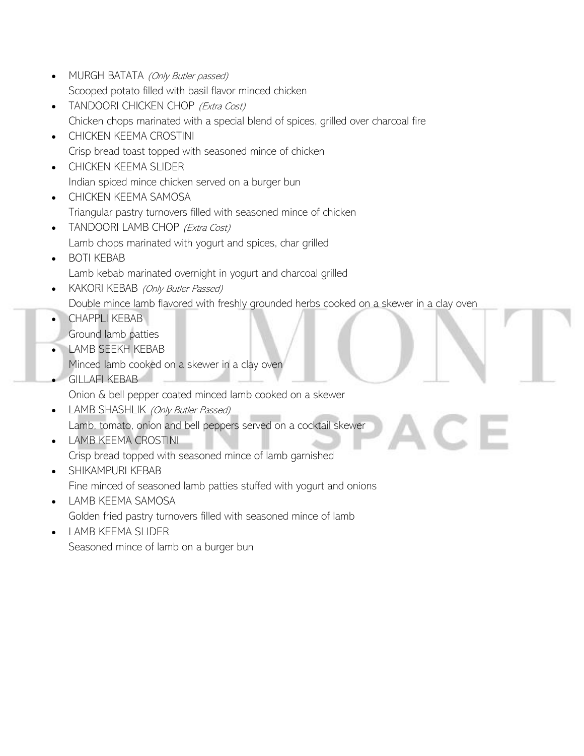- MURGH BATATA *(Only Butler passed)*
  Scooped potato filled with basil flavor minced chicken
- TANDOORI CHICKEN CHOP *(Extra Cost)*
  Chicken chops marinated with a special blend of spices, grilled over charcoal fire
- CHICKEN KEEMA CROSTINI
  Crisp bread toast topped with seasoned mince of chicken
- CHICKEN KEEMA SLIDER
  Indian spiced mince chicken served on a burger bun
- CHICKEN KEEMA SAMOSA
  Triangular pastry turnovers filled with seasoned mince of chicken
- TANDOORI LAMB CHOP *(Extra Cost)*
  Lamb chops marinated with yogurt and spices, char grilled
- BOTI KEBAB
  Lamb kebab marinated overnight in yogurt and charcoal grilled
- KAKORI KEBAB *(Only Butler Passed)*
  Double mince lamb flavored with freshly grounded herbs cooked on a skewer in a clay oven
- CHAPPLI KEBAB
  Ground lamb patties
- LAMB SEEKH KEBAB
  Minced lamb cooked on a skewer in a clay oven
- GILLAFI KEBAB
  Onion & bell pepper coated minced lamb cooked on a skewer
- LAMB SHASHLIK *(Only Butler Passed)*
  Lamb, tomato, onion and bell peppers served on a cocktail skewer
- LAMB KEEMA CROSTINI
  Crisp bread topped with seasoned mince of lamb garnished
- SHIKAMPURI KEBAB
  Fine minced of seasoned lamb patties stuffed with yogurt and onions
- LAMB KEEMA SAMOSA
  Golden fried pastry turnovers filled with seasoned mince of lamb
- LAMB KEEMA SLIDER
  Seasoned mince of lamb on a burger bun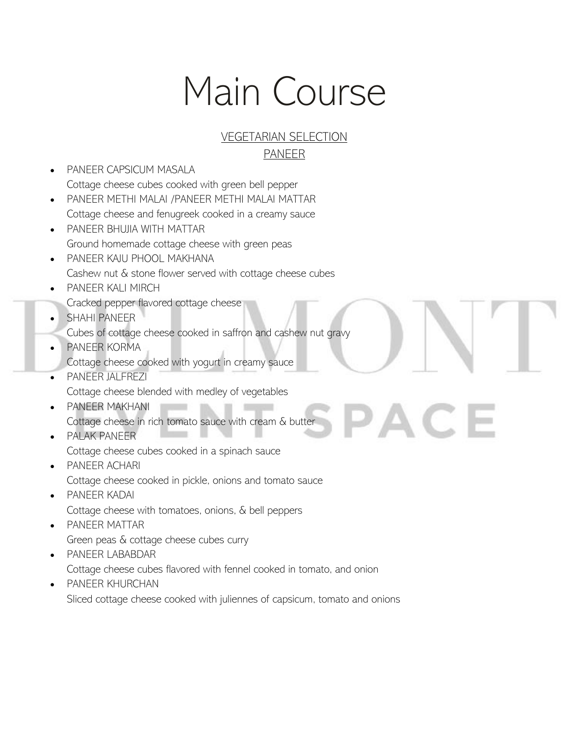# Main Course

## VEGETARIAN SELECTION

### PANEER

- PANEER CAPSICUM MASALA
  Cottage cheese cubes cooked with green bell pepper
- PANEER METHI MALAI /PANEER METHI MALAI MATTAR
  Cottage cheese and fenugreek cooked in a creamy sauce
- PANEER BHUJIA WITH MATTAR
  Ground homemade cottage cheese with green peas
- PANEER KAJU PHOOL MAKHANA
  Cashew nut & stone flower served with cottage cheese cubes
- PANEER KALI MIRCH
  Cracked pepper flavored cottage cheese
- SHAHI PANEER
  Cubes of cottage cheese cooked in saffron and cashew nut gravy
- PANEER KORMA
  Cottage cheese cooked with yogurt in creamy sauce
- PANEER JALFREZI
  Cottage cheese blended with medley of vegetables
- PANEER MAKHANI
  Cottage cheese in rich tomato sauce with cream & butter
- PALAK PANEER
  Cottage cheese cubes cooked in a spinach sauce
- PANEER ACHARI
  Cottage cheese cooked in pickle, onions and tomato sauce
- PANEER KADAI
  Cottage cheese with tomatoes, onions, & bell peppers
- PANEER MATTAR
  Green peas & cottage cheese cubes curry
- PANEER LABABDAR
  Cottage cheese cubes flavored with fennel cooked in tomato, and onion
- PANEER KHURCHAN
  Sliced cottage cheese cooked with juliennes of capsicum, tomato and onions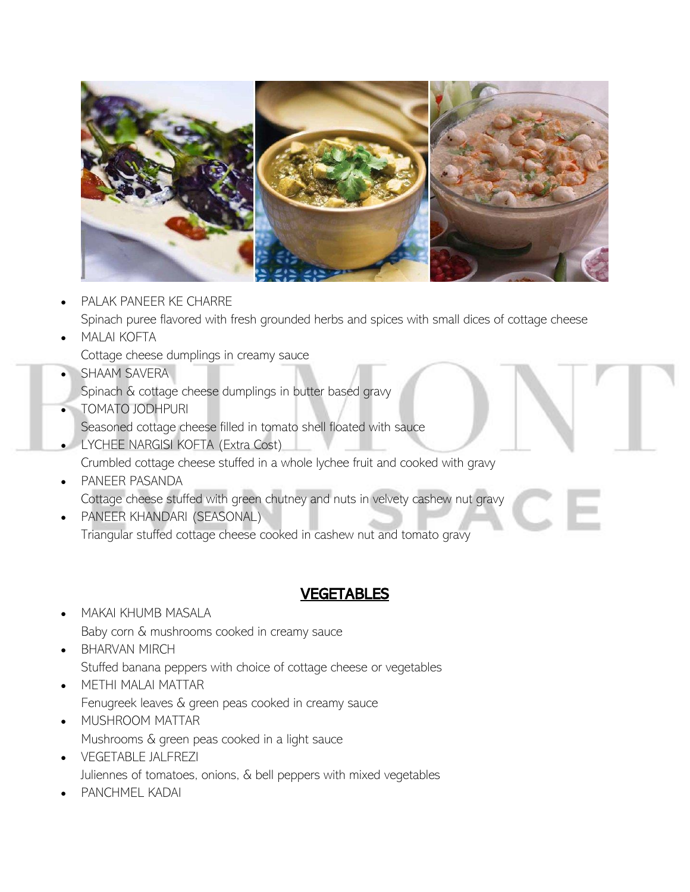- PALAK PANEER KE CHARRE
  Spinach puree flavored with fresh grounded herbs and spices with small dices of cottage cheese
- MALAI KOFTA
  Cottage cheese dumplings in creamy sauce
- SHAAM SAVERA
  Spinach & cottage cheese dumplings in butter based gravy
- TOMATO JODHPURI
  Seasoned cottage cheese filled in tomato shell floated with sauce
- LYCHEE NARGISI KOFTA (Extra Cost)
  Crumbled cottage cheese stuffed in a whole lychee fruit and cooked with gravy
- PANEER PASANDA
  Cottage cheese stuffed with green chutney and nuts in velvety cashew nut gravy
- PANEER KHANDARI (SEASONAL)
  Triangular stuffed cottage cheese cooked in cashew nut and tomato gravy

## VEGETABLES

- MAKAI KHUMB MASALA
  Baby corn & mushrooms cooked in creamy sauce
- BHARVAN MIRCH
  Stuffed banana peppers with choice of cottage cheese or vegetables
- METHI MALAI MATTAR
  Fenugreek leaves & green peas cooked in creamy sauce
- MUSHROOM MATTAR
  Mushrooms & green peas cooked in a light sauce
- VEGETABLE JALFREZI
  Juliennes of tomatoes, onions, & bell peppers with mixed vegetables
- PANCHMEL KADAI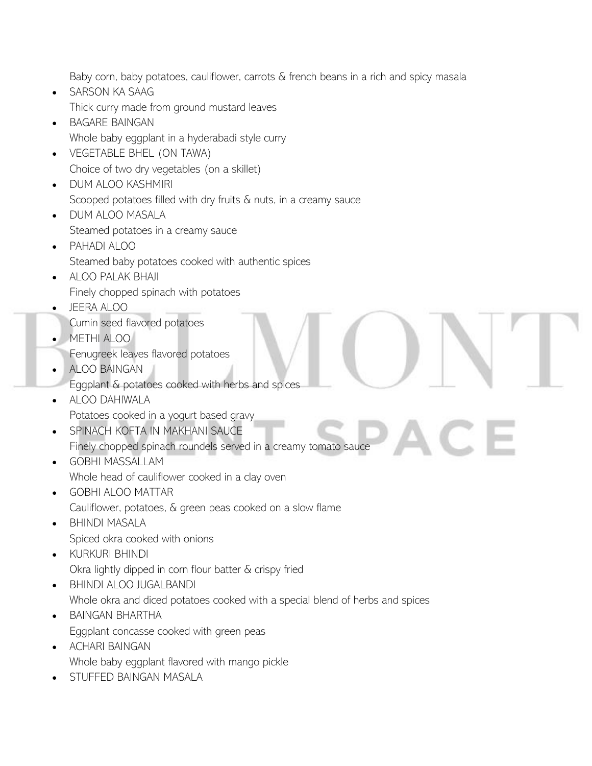Baby corn, baby potatoes, cauliflower, carrots & french beans in a rich and spicy masala

- SARSON KA SAAG
  Thick curry made from ground mustard leaves
- BAGARE BAINGAN
  Whole baby eggplant in a hyderabadi style curry
- VEGETABLE BHEL (ON TAWA)
  Choice of two dry vegetables (on a skillet)
- DUM ALOO KASHMIRI
  Scooped potatoes filled with dry fruits & nuts, in a creamy sauce
- DUM ALOO MASALA
  Steamed potatoes in a creamy sauce
- PAHADI ALOO
  Steamed baby potatoes cooked with authentic spices
- ALOO PALAK BHAJI
  Finely chopped spinach with potatoes
- JEERA ALOO
  Cumin seed flavored potatoes
- METHI ALOO
  Fenugreek leaves flavored potatoes
- ALOO BAINGAN
  Eggplant & potatoes cooked with herbs and spices
- ALOO DAHIWALA
  Potatoes cooked in a yogurt based gravy
- SPINACH KOFTA IN MAKHANI SAUCE
  Finely chopped spinach roundels served in a creamy tomato sauce
- GOBHI MASSALLAM
  Whole head of cauliflower cooked in a clay oven
- GOBHI ALOO MATTAR
  Cauliflower, potatoes, & green peas cooked on a slow flame
- BHINDI MASALA
  Spiced okra cooked with onions
- KURKURI BHINDI
  Okra lightly dipped in corn flour batter & crispy fried
- BHINDI ALOO JUGALBANDI
  Whole okra and diced potatoes cooked with a special blend of herbs and spices
- BAINGAN BHARTHA
  Eggplant concasse cooked with green peas
- ACHARI BAINGAN
  Whole baby eggplant flavored with mango pickle
- STUFFED BAINGAN MASALA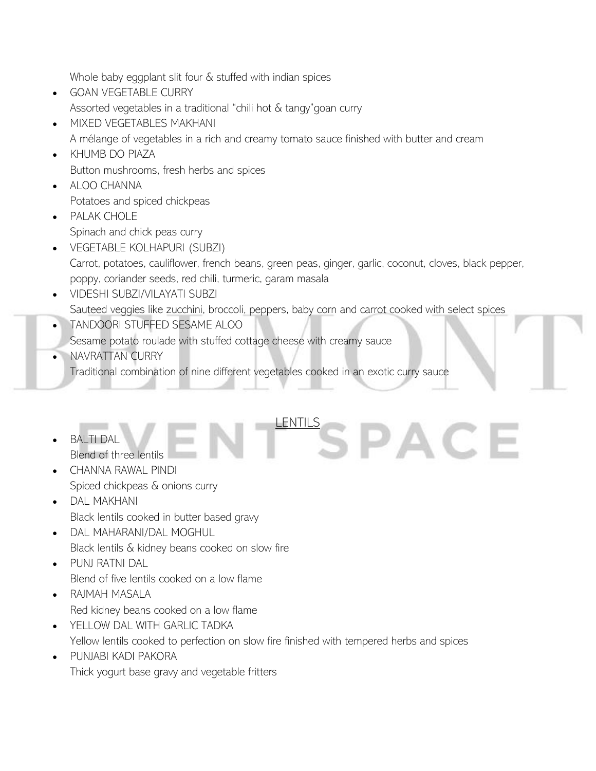Whole baby eggplant slit four & stuffed with indian spices

- GOAN VEGETABLE CURRY
  Assorted vegetables in a traditional "chili hot & tangy"goan curry
- MIXED VEGETABLES MAKHANI
  A mélange of vegetables in a rich and creamy tomato sauce finished with butter and cream
- KHUMB DO PIAZA
  Button mushrooms, fresh herbs and spices
- ALOO CHANNA
  Potatoes and spiced chickpeas
- PALAK CHOLE
  Spinach and chick peas curry
- VEGETABLE KOLHAPURI (SUBZI)
  Carrot, potatoes, cauliflower, french beans, green peas, ginger, garlic, coconut, cloves, black pepper, poppy, coriander seeds, red chili, turmeric, garam masala
- VIDESHI SUBZI/VILAYATI SUBZI
  Sauteed veggies like zucchini, broccoli, peppers, baby corn and carrot cooked with select spices
- TANDOORI STUFFED SESAME ALOO
  Sesame potato roulade with stuffed cottage cheese with creamy sauce
- NAVRATTAN CURRY
  Traditional combination of nine different vegetables cooked in an exotic curry sauce

## LENTILS

- BALTI DAL
  Blend of three lentils
- CHANNA RAWAL PINDI
  Spiced chickpeas & onions curry
- DAL MAKHANI
  Black lentils cooked in butter based gravy
- DAL MAHARANI/DAL MOGHUL
  Black lentils & kidney beans cooked on slow fire
- PUNJ RATNI DAL
  Blend of five lentils cooked on a low flame
- RAJMAH MASALA
  Red kidney beans cooked on a low flame
- YELLOW DAL WITH GARLIC TADKA
  Yellow lentils cooked to perfection on slow fire finished with tempered herbs and spices
- PUNJABI KADI PAKORA
  Thick yogurt base gravy and vegetable fritters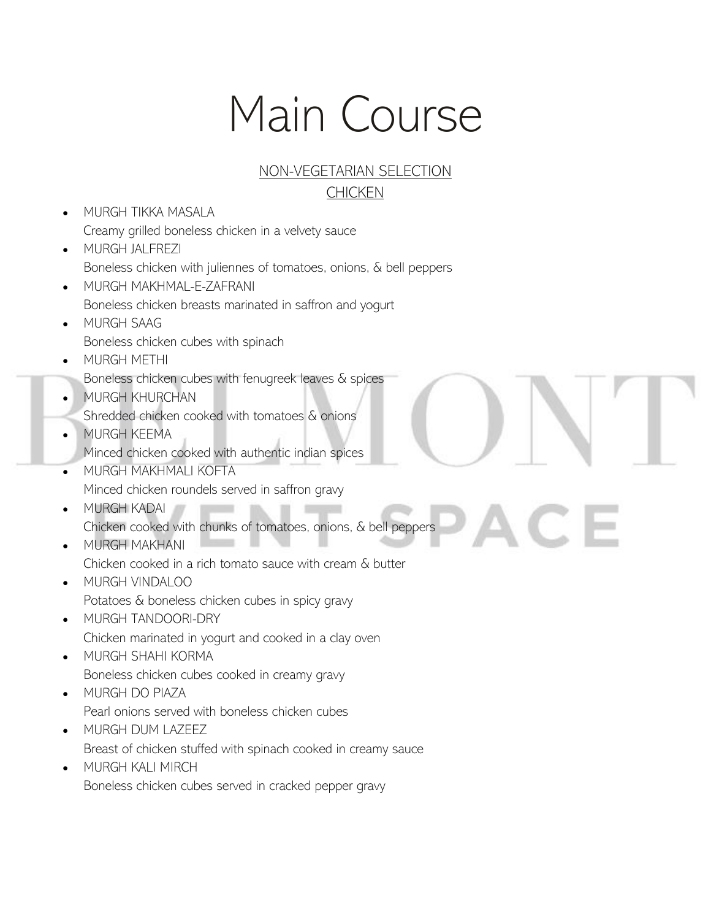# Main Course

## NON-VEGETARIAN SELECTION

### CHICKEN

- MURGH TIKKA MASALA
  Creamy grilled boneless chicken in a velvety sauce
- MURGH JALFREZI
  Boneless chicken with juliennes of tomatoes, onions, & bell peppers
- MURGH MAKHMAL-E-ZAFRANI
  Boneless chicken breasts marinated in saffron and yogurt
- MURGH SAAG
  Boneless chicken cubes with spinach
- MURGH METHI
  Boneless chicken cubes with fenugreek leaves & spices
- MURGH KHURCHAN
  Shredded chicken cooked with tomatoes & onions
- MURGH KEEMA
  Minced chicken cooked with authentic indian spices
- MURGH MAKHMALI KOFTA
  Minced chicken roundels served in saffron gravy
- MURGH KADAI
  Chicken cooked with chunks of tomatoes, onions, & bell peppers
- MURGH MAKHANI
  Chicken cooked in a rich tomato sauce with cream & butter
- MURGH VINDALOO
  Potatoes & boneless chicken cubes in spicy gravy
- MURGH TANDOORI-DRY
  Chicken marinated in yogurt and cooked in a clay oven
- MURGH SHAHI KORMA
  Boneless chicken cubes cooked in creamy gravy
- MURGH DO PIAZA
  Pearl onions served with boneless chicken cubes
- MURGH DUM LAZEEZ
  Breast of chicken stuffed with spinach cooked in creamy sauce
- MURGH KALI MIRCH
  Boneless chicken cubes served in cracked pepper gravy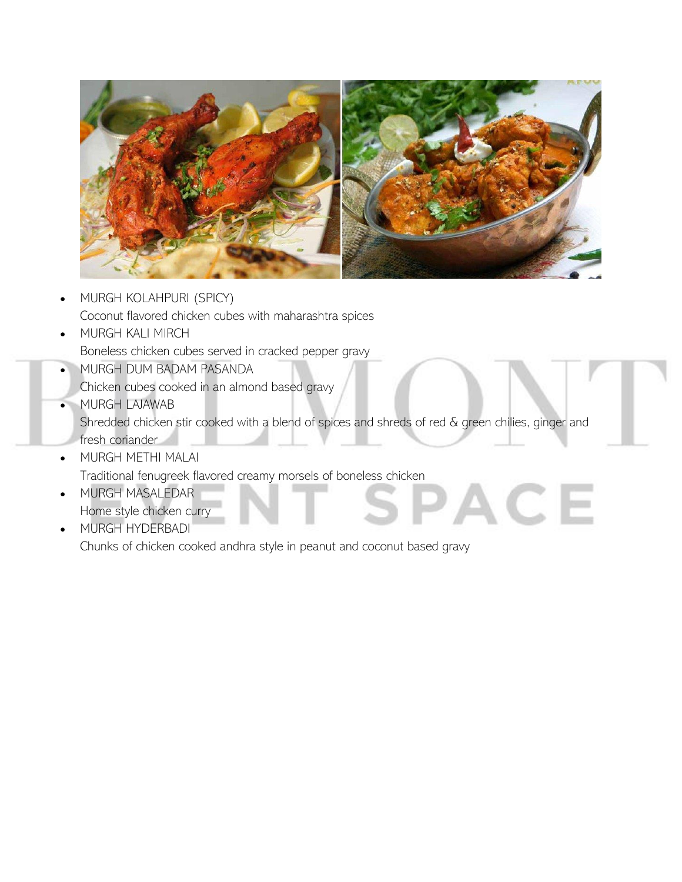- MURGH KOLAHPURI (SPICY)
  Coconut flavored chicken cubes with maharashtra spices
- MURGH KALI MIRCH
  Boneless chicken cubes served in cracked pepper gravy
- MURGH DUM BADAM PASANDA
  Chicken cubes cooked in an almond based gravy
- MURGH LAJAWAB
  Shredded chicken stir cooked with a blend of spices and shreds of red & green chilies, ginger and fresh coriander
- MURGH METHI MALAI
  Traditional fenugreek flavored creamy morsels of boneless chicken
- MURGH MASALEDAR
  Home style chicken curry
- MURGH HYDERBADI
  Chunks of chicken cooked andhra style in peanut and coconut based gravy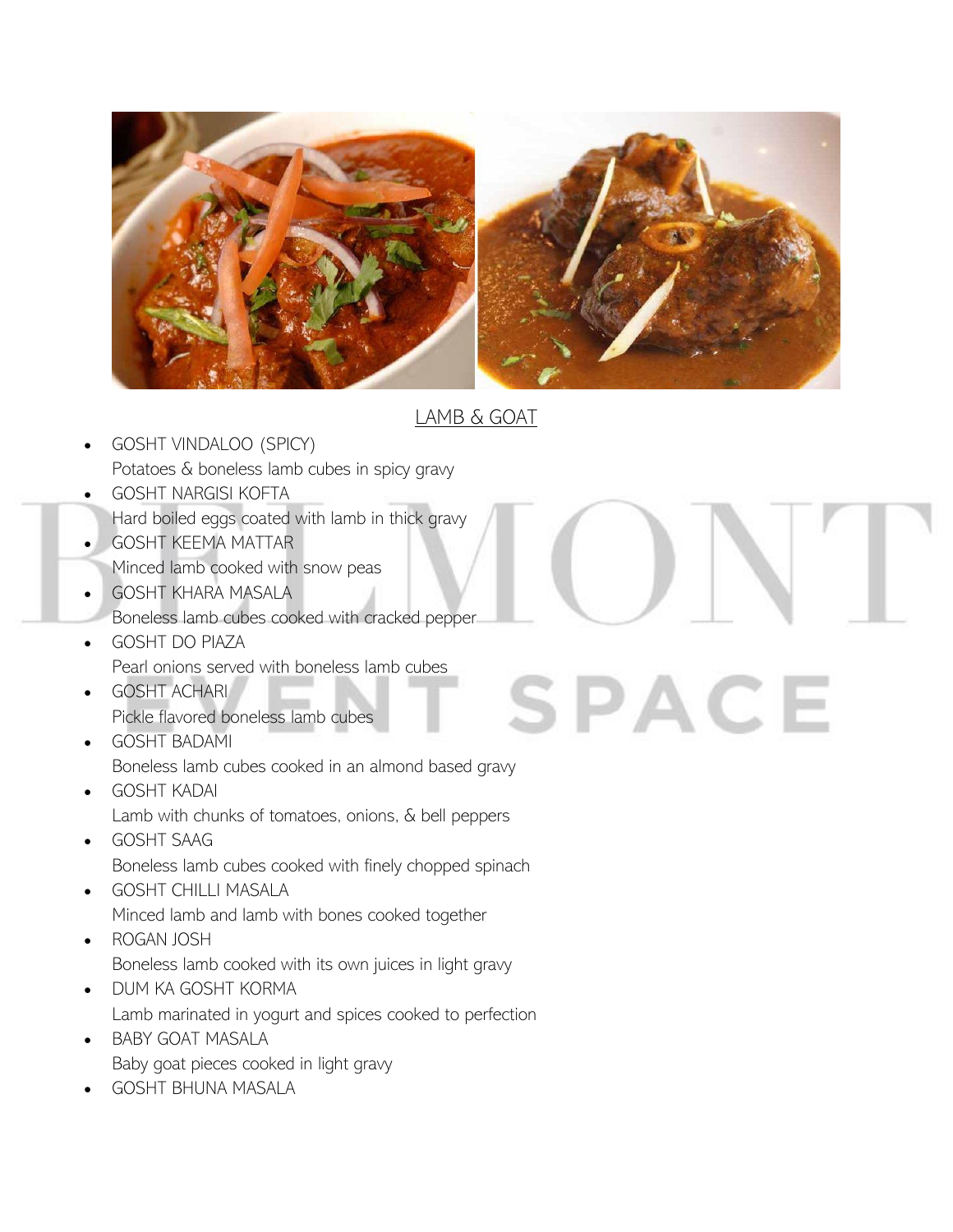## LAMB & GOAT

- GOSHT VINDALOO (SPICY)
  Potatoes & boneless lamb cubes in spicy gravy
- GOSHT NARGISI KOFTA
  Hard boiled eggs coated with lamb in thick gravy
- GOSHT KEEMA MATTAR
  Minced lamb cooked with snow peas
- GOSHT KHARA MASALA
  Boneless lamb cubes cooked with cracked pepper
- GOSHT DO PIAZA
  Pearl onions served with boneless lamb cubes
- GOSHT ACHARI
  Pickle flavored boneless lamb cubes
- GOSHT BADAMI
  Boneless lamb cubes cooked in an almond based gravy
- GOSHT KADAI
  Lamb with chunks of tomatoes, onions, & bell peppers
- GOSHT SAAG
  Boneless lamb cubes cooked with finely chopped spinach
- GOSHT CHILLI MASALA
  Minced lamb and lamb with bones cooked together
- ROGAN JOSH
  Boneless lamb cooked with its own juices in light gravy
- DUM KA GOSHT KORMA
  Lamb marinated in yogurt and spices cooked to perfection
- BABY GOAT MASALA
  Baby goat pieces cooked in light gravy
- GOSHT BHUNA MASALA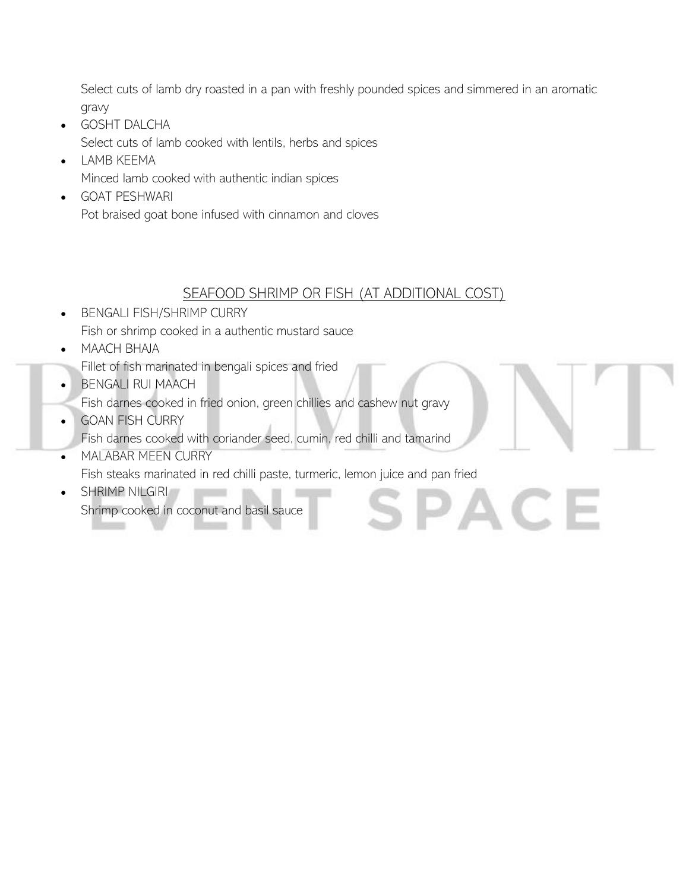Select cuts of lamb dry roasted in a pan with freshly pounded spices and simmered in an aromatic gravy

- GOSHT DALCHA
  Select cuts of lamb cooked with lentils, herbs and spices
- LAMB KEEMA
  Minced lamb cooked with authentic indian spices
- GOAT PESHWARI
  Pot braised goat bone infused with cinnamon and cloves

## SEAFOOD SHRIMP OR FISH (AT ADDITIONAL COST)

- BENGALI FISH/SHRIMP CURRY
  Fish or shrimp cooked in a authentic mustard sauce
- MAACH BHAJA
  Fillet of fish marinated in bengali spices and fried
- BENGALI RUI MAACH
  Fish darnes cooked in fried onion, green chillies and cashew nut gravy
- GOAN FISH CURRY
  Fish darnes cooked with coriander seed, cumin, red chilli and tamarind
- MALABAR MEEN CURRY
  Fish steaks marinated in red chilli paste, turmeric, lemon juice and pan fried
- SHRIMP NILGIRI
  Shrimp cooked in coconut and basil sauce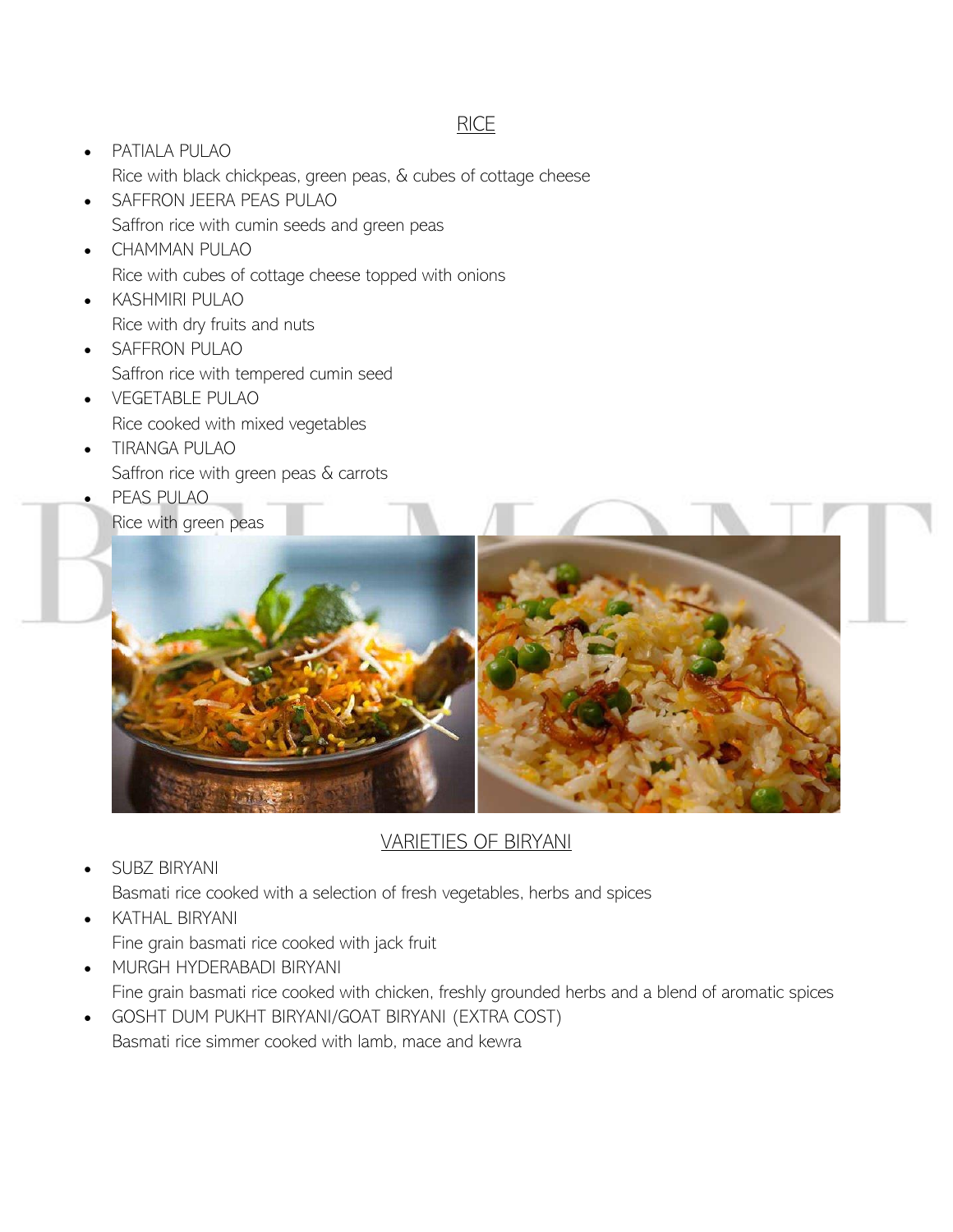## RICE

- PATIALA PULAO
  Rice with black chickpeas, green peas, & cubes of cottage cheese
- SAFFRON JEERA PEAS PULAO
  Saffron rice with cumin seeds and green peas
- CHAMMAN PULAO
  Rice with cubes of cottage cheese topped with onions
- KASHMIRI PULAO
  Rice with dry fruits and nuts
- SAFFRON PULAO
  Saffron rice with tempered cumin seed
- VEGETABLE PULAO
  Rice cooked with mixed vegetables
- TIRANGA PULAO
  Saffron rice with green peas & carrots
- PEAS PULAO
  Rice with green peas

## VARIETIES OF BIRYANI

- SUBZ BIRYANI
  Basmati rice cooked with a selection of fresh vegetables, herbs and spices
- KATHAL BIRYANI
  Fine grain basmati rice cooked with jack fruit
- MURGH HYDERABADI BIRYANI
  Fine grain basmati rice cooked with chicken, freshly grounded herbs and a blend of aromatic spices
- GOSHT DUM PUKHT BIRYANI/GOAT BIRYANI (EXTRA COST)
  Basmati rice simmer cooked with lamb, mace and kewra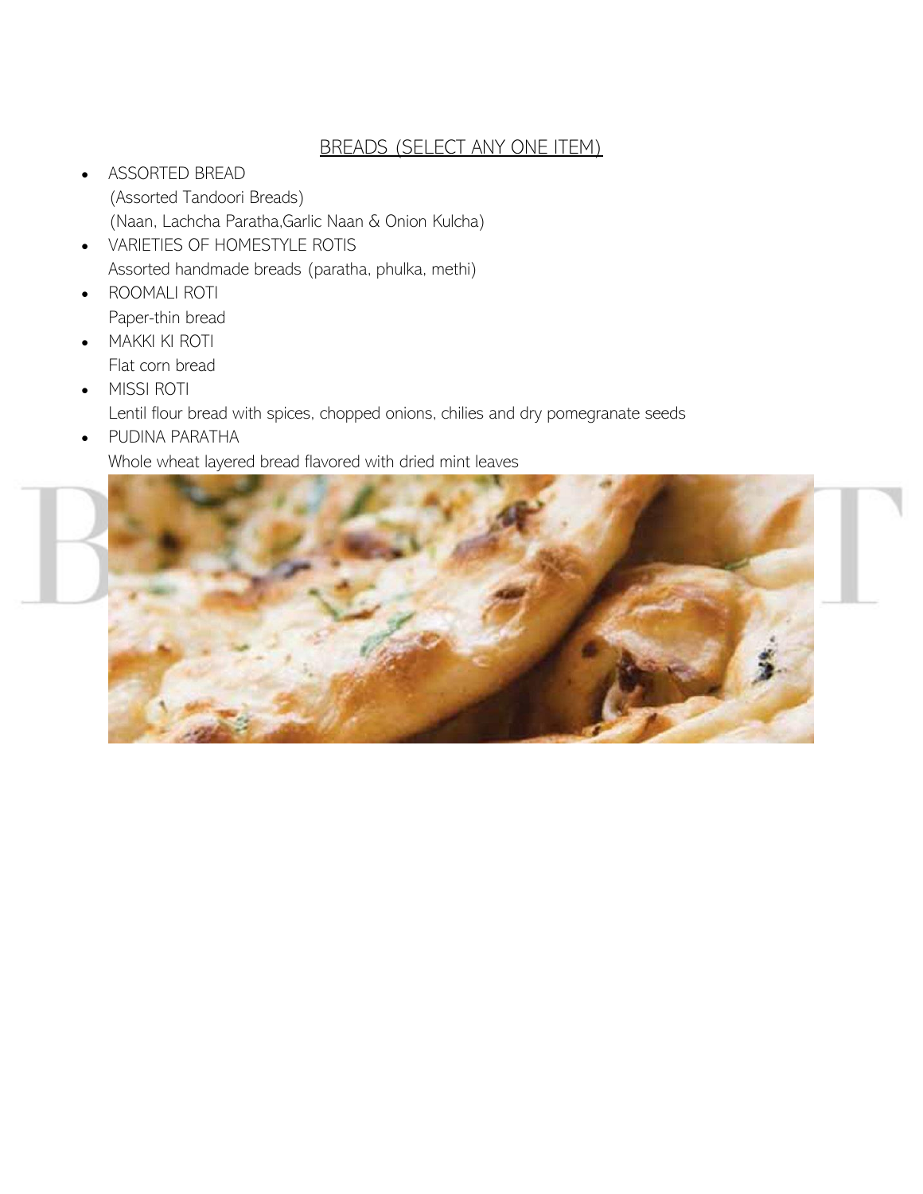## BREADS (SELECT ANY ONE ITEM)

- ASSORTED BREAD
  (Assorted Tandoori Breads)
  (Naan, Lachcha Paratha,Garlic Naan & Onion Kulcha)
- VARIETIES OF HOMESTYLE ROTIS
  Assorted handmade breads (paratha, phulka, methi)
- ROOMALI ROTI
  Paper-thin bread
- MAKKI KI ROTI
  Flat corn bread
- MISSI ROTI
  Lentil flour bread with spices, chopped onions, chilies and dry pomegranate seeds
- PUDINA PARATHA
  Whole wheat layered bread flavored with dried mint leaves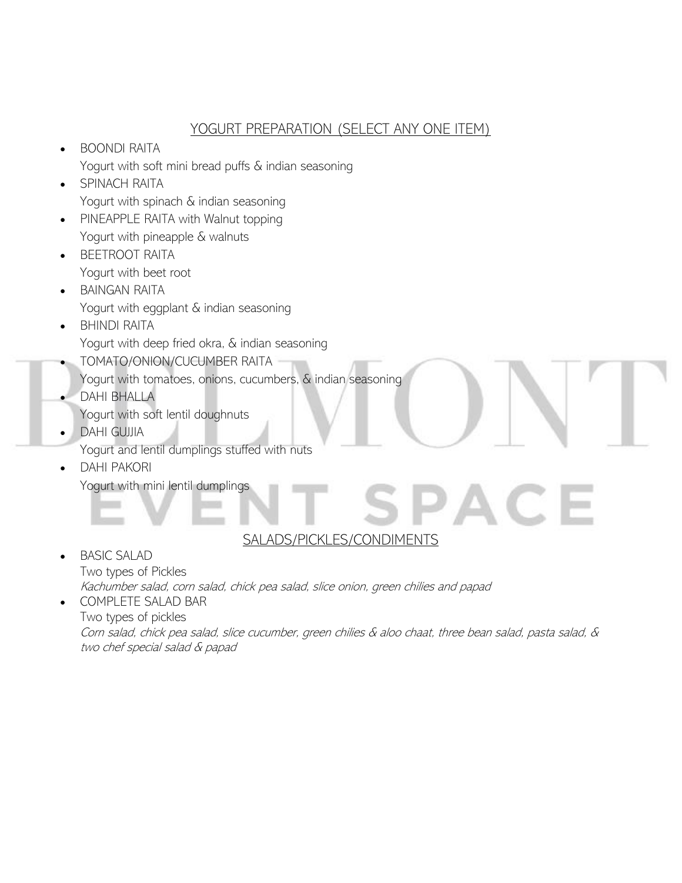## YOGURT PREPARATION (SELECT ANY ONE ITEM)

- BOONDI RAITA
  Yogurt with soft mini bread puffs & indian seasoning
- SPINACH RAITA
  Yogurt with spinach & indian seasoning
- PINEAPPLE RAITA with Walnut topping
  Yogurt with pineapple & walnuts
- BEETROOT RAITA
  Yogurt with beet root
- BAINGAN RAITA
  Yogurt with eggplant & indian seasoning
- BHINDI RAITA
  Yogurt with deep fried okra, & indian seasoning
- TOMATO/ONION/CUCUMBER RAITA
  Yogurt with tomatoes, onions, cucumbers, & indian seasoning
- DAHI BHALLA
  Yogurt with soft lentil doughnuts
- DAHI GUJJIA
  Yogurt and lentil dumplings stuffed with nuts
- DAHI PAKORI
  Yogurt with mini lentil dumplings

## SALADS/PICKLES/CONDIMENTS

- BASIC SALAD
  Two types of Pickles
  *Kachumber salad, corn salad, chick pea salad, slice onion, green chilies and papad*
- COMPLETE SALAD BAR
  Two types of pickles
  *Corn salad, chick pea salad, slice cucumber, green chilies & aloo chaat, three bean salad, pasta salad, & two chef special salad & papad*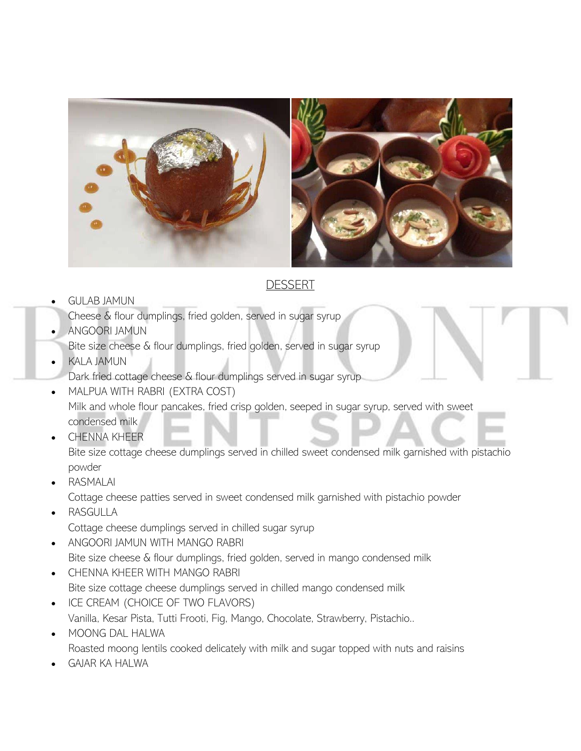## DESSERT

- GULAB JAMUN
  Cheese & flour dumplings, fried golden, served in sugar syrup
- ANGOORI JAMUN
  Bite size cheese & flour dumplings, fried golden, served in sugar syrup
- KALA JAMUN
  Dark fried cottage cheese & flour dumplings served in sugar syrup
- MALPUA WITH RABRI (EXTRA COST)
  Milk and whole flour pancakes, fried crisp golden, seeped in sugar syrup, served with sweet condensed milk
- CHENNA KHEER
  Bite size cottage cheese dumplings served in chilled sweet condensed milk garnished with pistachio powder
- RASMALAI
  Cottage cheese patties served in sweet condensed milk garnished with pistachio powder
- RASGULLA
  Cottage cheese dumplings served in chilled sugar syrup
- ANGOORI JAMUN WITH MANGO RABRI
  Bite size cheese & flour dumplings, fried golden, served in mango condensed milk
- CHENNA KHEER WITH MANGO RABRI
  Bite size cottage cheese dumplings served in chilled mango condensed milk
- ICE CREAM (CHOICE OF TWO FLAVORS)
  Vanilla, Kesar Pista, Tutti Frooti, Fig, Mango, Chocolate, Strawberry, Pistachio..
- MOONG DAL HALWA
  Roasted moong lentils cooked delicately with milk and sugar topped with nuts and raisins
- GAJAR KA HALWA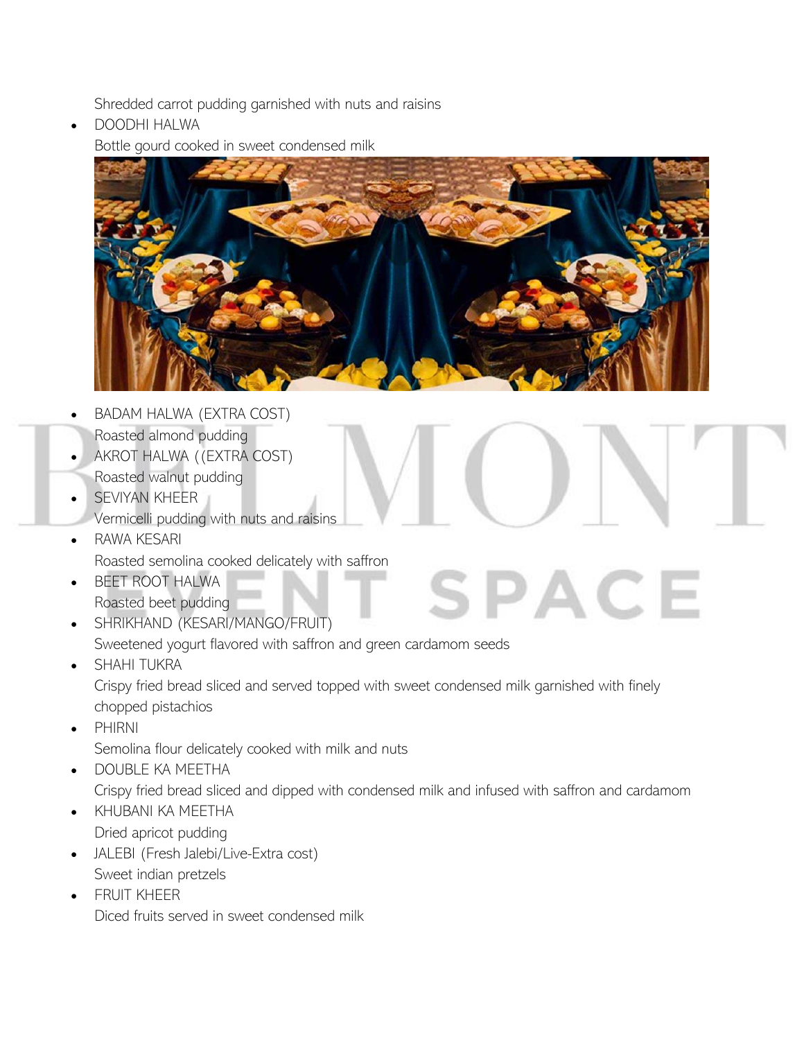Shredded carrot pudding garnished with nuts and raisins

- DOODHI HALWA
  Bottle gourd cooked in sweet condensed milk

- BADAM HALWA (EXTRA COST)
  Roasted almond pudding
- AKROT HALWA ((EXTRA COST)
  Roasted walnut pudding
- SEVIYAN KHEER
  Vermicelli pudding with nuts and raisins
- RAWA KESARI
  Roasted semolina cooked delicately with saffron
- BEET ROOT HALWA
  Roasted beet pudding
- SHRIKHAND (KESARI/MANGO/FRUIT)
  Sweetened yogurt flavored with saffron and green cardamom seeds
- SHAHI TUKRA
  Crispy fried bread sliced and served topped with sweet condensed milk garnished with finely chopped pistachios
- PHIRNI
  Semolina flour delicately cooked with milk and nuts
- DOUBLE KA MEETHA
  Crispy fried bread sliced and dipped with condensed milk and infused with saffron and cardamom
- KHUBANI KA MEETHA
  Dried apricot pudding
- JALEBI (Fresh Jalebi/Live-Extra cost)
  Sweet indian pretzels
- FRUIT KHEER
  Diced fruits served in sweet condensed milk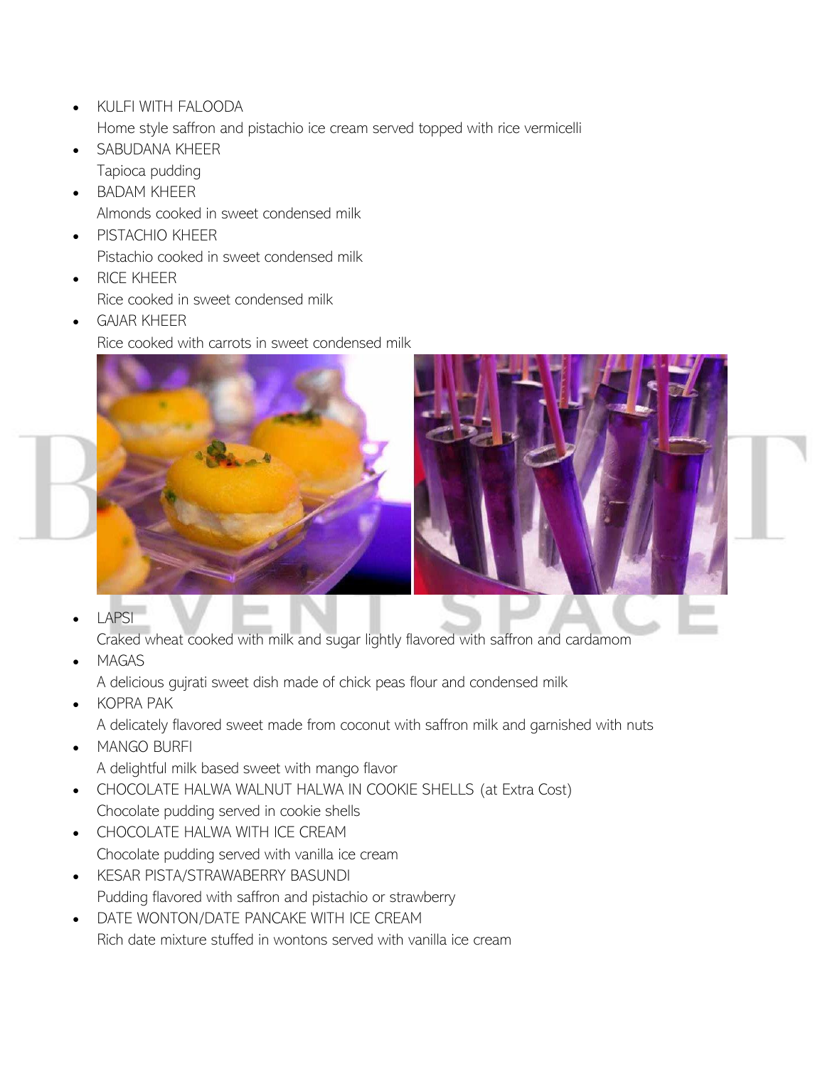- KULFI WITH FALOODA
  Home style saffron and pistachio ice cream served topped with rice vermicelli
- SABUDANA KHEER
  Tapioca pudding
- BADAM KHEER
  Almonds cooked in sweet condensed milk
- PISTACHIO KHEER
  Pistachio cooked in sweet condensed milk
- RICE KHEER
  Rice cooked in sweet condensed milk
- GAJAR KHEER
  Rice cooked with carrots in sweet condensed milk
- LAPSI
  Craked wheat cooked with milk and sugar lightly flavored with saffron and cardamom
- MAGAS
  A delicious gujrati sweet dish made of chick peas flour and condensed milk
- KOPRA PAK
  A delicately flavored sweet made from coconut with saffron milk and garnished with nuts
- MANGO BURFI
  A delightful milk based sweet with mango flavor
- CHOCOLATE HALWA WALNUT HALWA IN COOKIE SHELLS (at Extra Cost)
  Chocolate pudding served in cookie shells
- CHOCOLATE HALWA WITH ICE CREAM
  Chocolate pudding served with vanilla ice cream
- KESAR PISTA/STRAWABERRY BASUNDI
  Pudding flavored with saffron and pistachio or strawberry
- DATE WONTON/DATE PANCAKE WITH ICE CREAM
  Rich date mixture stuffed in wontons served with vanilla ice cream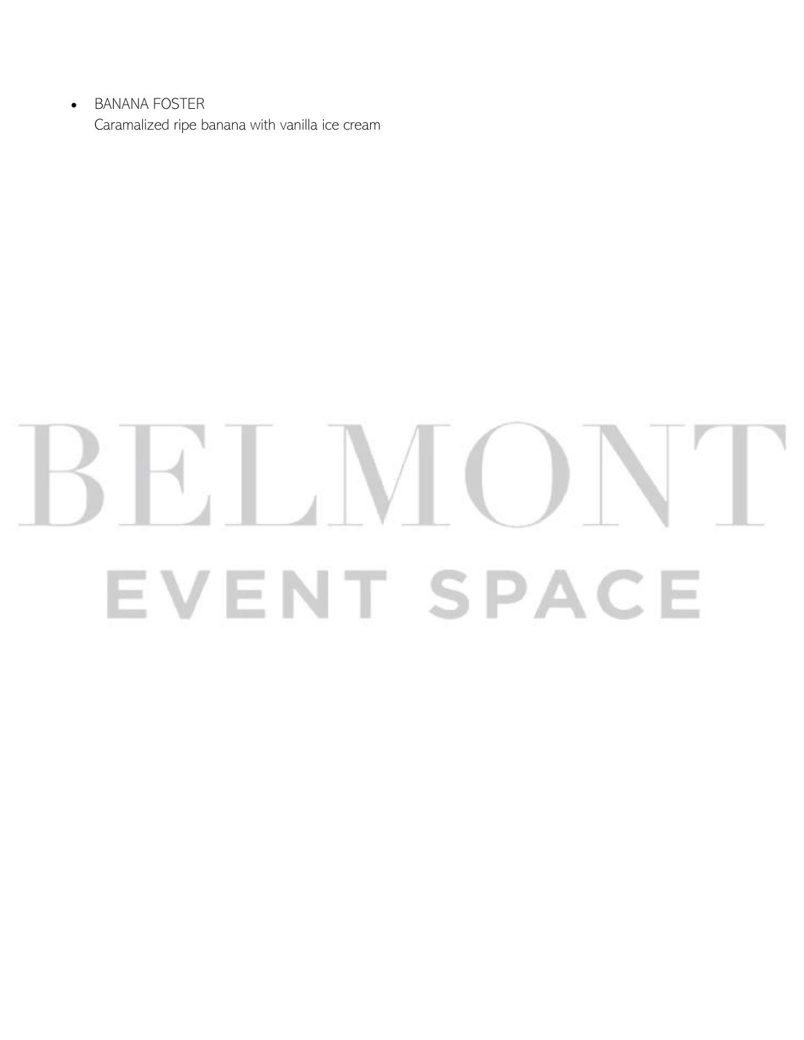- BANANA FOSTER
  Caramalized ripe banana with vanilla ice cream